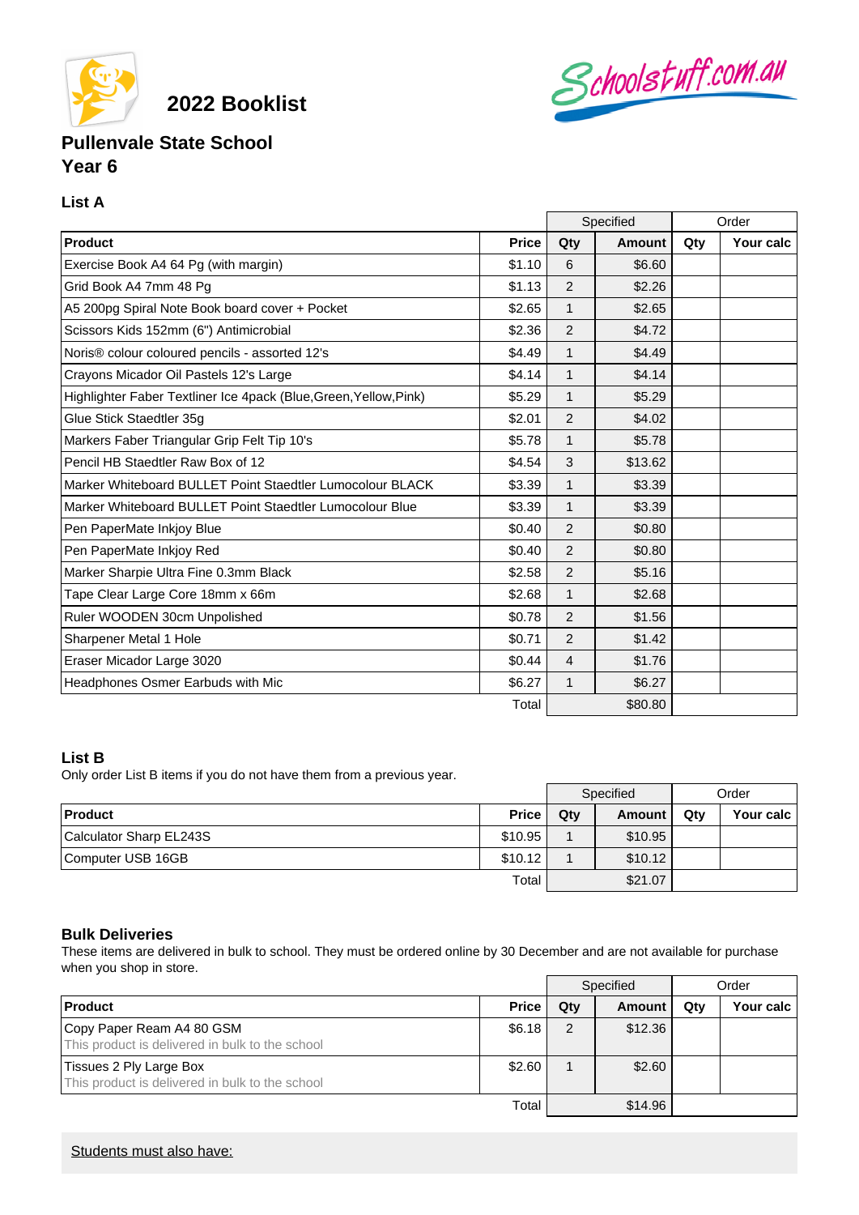# 2022 Booklist

## Pullenvale State School
## Year 6

### List A

| | | Specified | | Order | |
|---|---|---|---|---|---|
| **Product** | **Price** | **Qty** | **Amount** | **Qty** | **Your calc** |
| Exercise Book A4 64 Pg (with margin) | $1.10 | 6 | $6.60 | | |
| Grid Book A4 7mm 48 Pg | $1.13 | 2 | $2.26 | | |
| A5 200pg Spiral Note Book board cover + Pocket | $2.65 | 1 | $2.65 | | |
| Scissors Kids 152mm (6") Antimicrobial | $2.36 | 2 | $4.72 | | |
| Noris® colour coloured pencils - assorted 12's | $4.49 | 1 | $4.49 | | |
| Crayons Micador Oil Pastels 12's Large | $4.14 | 1 | $4.14 | | |
| Highlighter Faber Textliner Ice 4pack (Blue,Green,Yellow,Pink) | $5.29 | 1 | $5.29 | | |
| Glue Stick Staedtler 35g | $2.01 | 2 | $4.02 | | |
| Markers Faber Triangular Grip Felt Tip 10's | $5.78 | 1 | $5.78 | | |
| Pencil HB Staedtler Raw Box of 12 | $4.54 | 3 | $13.62 | | |
| Marker Whiteboard BULLET Point Staedtler Lumocolour BLACK | $3.39 | 1 | $3.39 | | |
| Marker Whiteboard BULLET Point Staedtler Lumocolour Blue | $3.39 | 1 | $3.39 | | |
| Pen PaperMate Inkjoy Blue | $0.40 | 2 | $0.80 | | |
| Pen PaperMate Inkjoy Red | $0.40 | 2 | $0.80 | | |
| Marker Sharpie Ultra Fine 0.3mm Black | $2.58 | 2 | $5.16 | | |
| Tape Clear Large Core 18mm x 66m | $2.68 | 1 | $2.68 | | |
| Ruler WOODEN 30cm Unpolished | $0.78 | 2 | $1.56 | | |
| Sharpener Metal 1 Hole | $0.71 | 2 | $1.42 | | |
| Eraser Micador Large 3020 | $0.44 | 4 | $1.76 | | |
| Headphones Osmer Earbuds with Mic | $6.27 | 1 | $6.27 | | |
| | Total | | $80.80 | | |

### List B

Only order List B items if you do not have them from a previous year.

| | | Specified | | Order | |
|---|---|---|---|---|---|
| **Product** | **Price** | **Qty** | **Amount** | **Qty** | **Your calc** |
| Calculator Sharp EL243S | $10.95 | 1 | $10.95 | | |
| Computer USB 16GB | $10.12 | 1 | $10.12 | | |
| | Total | | $21.07 | | |

### Bulk Deliveries

These items are delivered in bulk to school. They must be ordered online by 30 December and are not available for purchase when you shop in store.

| | | Specified | | Order | |
|---|---|---|---|---|---|
| **Product** | **Price** | **Qty** | **Amount** | **Qty** | **Your calc** |
| Copy Paper Ream A4 80 GSM<br>This product is delivered in bulk to the school | $6.18 | 2 | $12.36 | | |
| Tissues 2 Ply Large Box<br>This product is delivered in bulk to the school | $2.60 | 1 | $2.60 | | |
| | Total | | $14.96 | | |

Students must also have: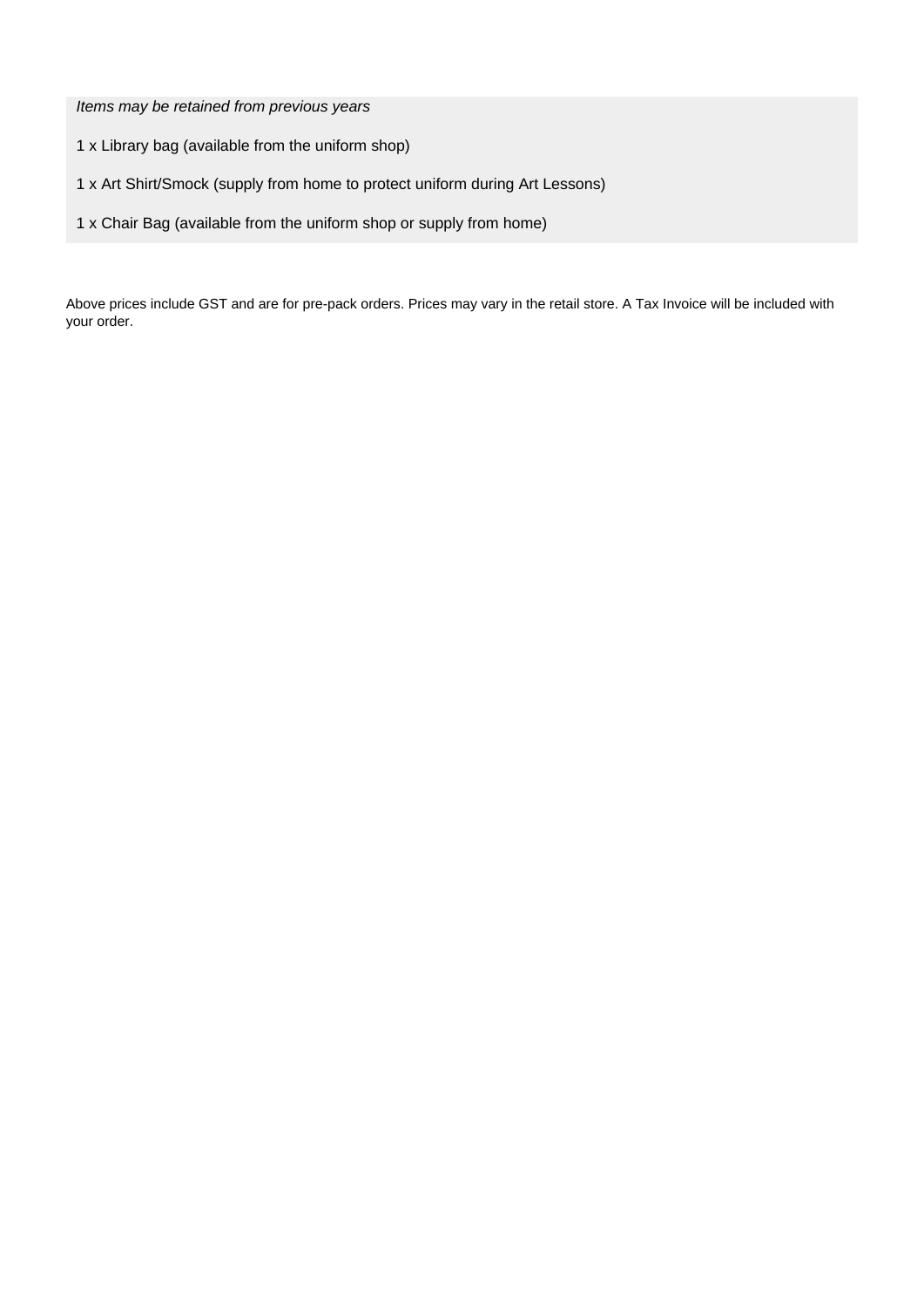*Items may be retained from previous years*

1 x Library bag (available from the uniform shop)

1 x Art Shirt/Smock (supply from home to protect uniform during Art Lessons)

1 x Chair Bag (available from the uniform shop or supply from home)

Above prices include GST and are for pre-pack orders. Prices may vary in the retail store. A Tax Invoice will be included with your order.